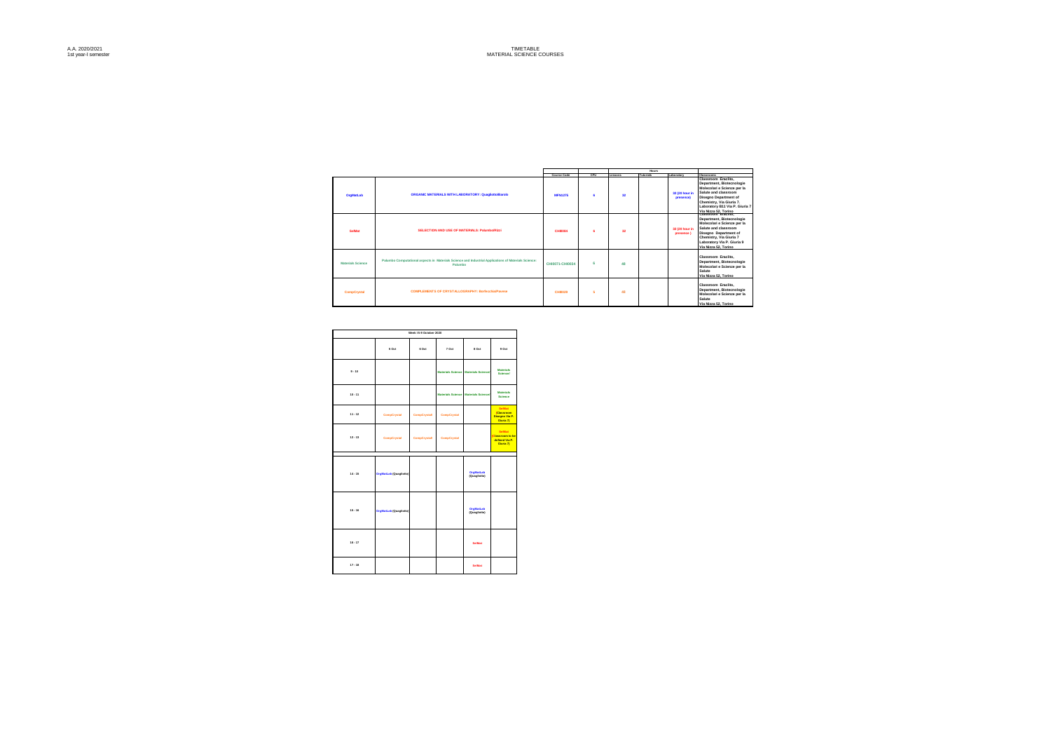A.A. 2020/2021
1st year-I semester

TIMETABLE
MATERIAL SCIENCE COURSES

| | | Course Code | CFU | Hours | | | Classrooms |
|---|---|---|---|---|---|---|---|
| | | | | Lessons | Tutorials | Laboratory | |
| OrgMatLab | ORGANIC MATERIALS WITH LABORATORY: Quagliotto/Barolo | MFN1275 | 6 | 32 | | 32 (20 hour in presence) | Classroom Eraclito, Department, Biotecnologie Molecolari e Scienze per la Salute and classroom Disegno Department of Chemistry, Via Giuria 7. Laboratory B11 Via P. Giuria 7 Via Nizza 52, Torino |
| SelMat | SELECTION AND USE OF MATERIALS: Palumbo/Rizzi | CHI0054 | 6 | 32 | | 32 (20 hour in presence ) | Classroom Eraclito, Department, Biotecnologie Molecolari e Scienze per la Salute and classroom Disegno Department of Chemistry, Via Giuria 7 Laboratory Via P. Giuria 9 Via Nizza 52, Torino |
| Materials Science | Palumbo Computational aspects in Materials Science and Industrial Applications of Materials Science: Palumbo | CHI0071-CHI0034 | 6 | 48 | | | Classroom Eraclito, Department, Biotecnologie Molecolari e Scienze per la Salute Via Nizza 52, Torino |
| CompCrystal | COMPLEMENTS OF CRYSTALLOGRAPHY: Ibellucia/Pavese | CHI0029 | 5 | 40 | | | Classroom Eraclito, Department, Biotecnologie Molecolari e Scienze per la Salute Via Nizza 52, Torino |

| Week I 5-9 October 2020 | | | | | |
|---|---|---|---|---|---|
| | 5 Oct | 6 Oct | 7 Oct | 8 Oct | 9 Oct |
| 9 - 10 | | | Materials Science | Materials Science | Materials Science/ |
| 10 - 11 | | | Materials Science | Materials Science | Materials Science |
| 11 - 12 | CompCrystal | CompCrystal | CompCrystal | | SelMat (Classroom Disegno Via P. Giuria 7) |
| 12 - 13 | CompCrystal | CompCrystal | CompCrystal | | SelMat (Classroom to be defined Via P. Giuria 7) |
| | | | | | |
| 14 - 15 | OrgMatLab (Quagliotto) | | | OrgMatLab (Quagliotto) | |
| 15 - 16 | OrgMatLab (Quagliotto) | | | OrgMatLab (Quagliotto) | |
| 16 - 17 | | | | SelMat | |
| 17 - 18 | | | | SelMat | |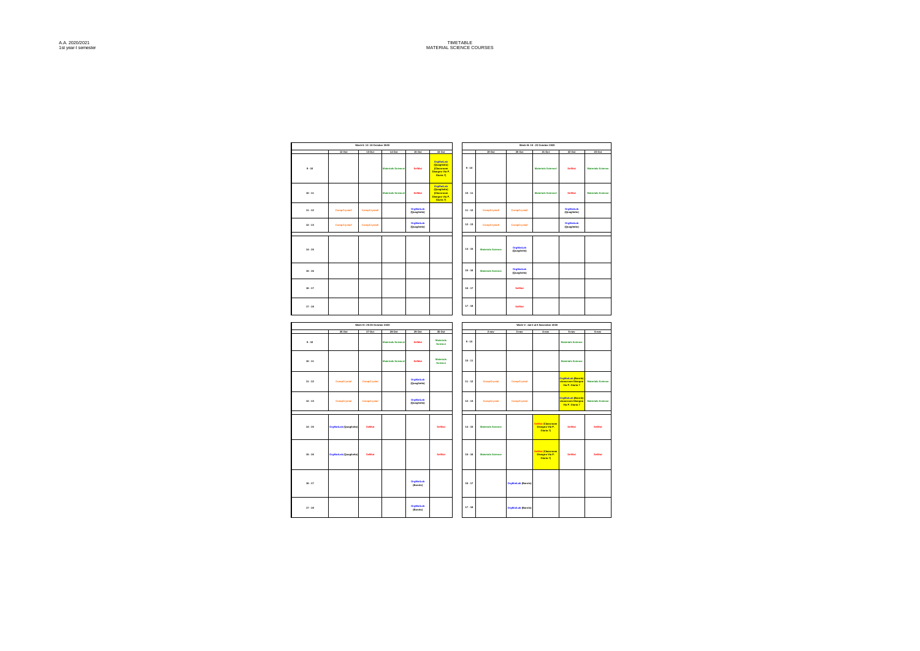A.A. 2020/2021
1st year-I semester

TIMETABLE
MATERIAL SCIENCE COURSES

| Week II: 12- 16 October 2020 | | | | | |
|---|---|---|---|---|---|
| | 12 Oct | 13 Oct | 14 Oct | 15 Oct | 16 Oct |
| 9 - 10 | | | Materials Science! | SelMat | OrgMatLab (Quagliotto) (Classroom Disegno Via P. Giuria 7) |
| 10 - 11 | | | Materials Science! | SelMat | OrgMatLab (Quagliotto) (Classroom Disegno Via P. Giuria 7) |
| 11 - 12 | CompCrystal! | CompCrystal! | | OrgMatLab (Quagliotto) | |
| 12 - 13 | CompCrystal! | CompCrystal! | | OrgMatLab (Quagliotto) | |
| 14 - 15 | | | | | |
| 15 - 16 | | | | | |
| 16 - 17 | | | | | |
| 17 - 18 | | | | | |

| Week III: 19 - 23 October 2020 | | | | | |
|---|---|---|---|---|---|
| | 19 Oct | 20 Oct | 21 Oct | 22 Oct | 23 Oct |
| 9 - 10 | | | Materials Science! | SelMat | Materials Science |
| 10 - 11 | | | Materials Science! | SelMat | Materials Science |
| 11 - 12 | CompCrystal! | CompCrystal! | | OrgMatLab (Quagliotto) | |
| 12 - 13 | CompCrystal! | CompCrystal! | | OrgMatLab (Quagliotto) | |
| 14 - 15 | Materials Science | OrgMatLab (Quagliotto) | | | |
| 15 - 16 | Materials Science | OrgMatLab (Quagliotto) | | | |
| 16 - 17 | | SelMat | | | |
| 17 - 18 | | SelMat | | | |

| Week IV: 26-30 October 2020 | | | | | |
|---|---|---|---|---|---|
| | 26 Oct | 27 Oct | 28 Oct | 29 Oct | 30 Oct |
| 9 - 10 | | | Materials Science! | SelMat | Materials Science |
| 10 - 11 | | | Materials Science! | SelMat | Materials Science |
| 11 - 12 | CompCrystal | CompCrystal | | OrgMatLab (Quagliotto) | |
| 12 - 13 | CompCrystal | CompCrystal | | OrgMatLab (Quagliotto) | |
| 14 - 15 | OrgMatLab (Quagliotto) | SelMat | | | SelMat |
| 15 - 16 | OrgMatLab (Quagliotto) | SelMat | | | SelMat |
| 16 - 17 | | | | OrgMatLab (Barolo) | |
| 17 - 18 | | | | OrgMatLab (Barolo) | |

| Week V: dal 2 al 6 November 2020 | | | | | |
|---|---|---|---|---|---|
| | 2-nov | 3-nov | 4-nov | 5-nov | 6-nov |
| 9 - 10 | | | | Materials Science | |
| 10 - 11 | | | | Materials Science | |
| 11 - 12 | CompCrystal | CompCrystal | | OrgMatLab (Barolo) classroom Disegno Via P. Giuria 7 | Materials Science |
| 12 - 13 | CompCrystal | CompCrystal | | OrgMatLab (Barolo) classroom Disegno Via P. Giuria 7 | Materials Science |
| 14 - 15 | Materials Science | | SelMat (Classroom Disegno Via P. Giuria 7) | SelMat | SelMat |
| 15 - 16 | Materials Science | | SelMat (Classroom Disegno Via P. Giuria 7) | SelMat | SelMat |
| 16 - 17 | | OrgMatLab (Barolo) | | | |
| 17 - 18 | | OrgMatLab (Barolo) | | | |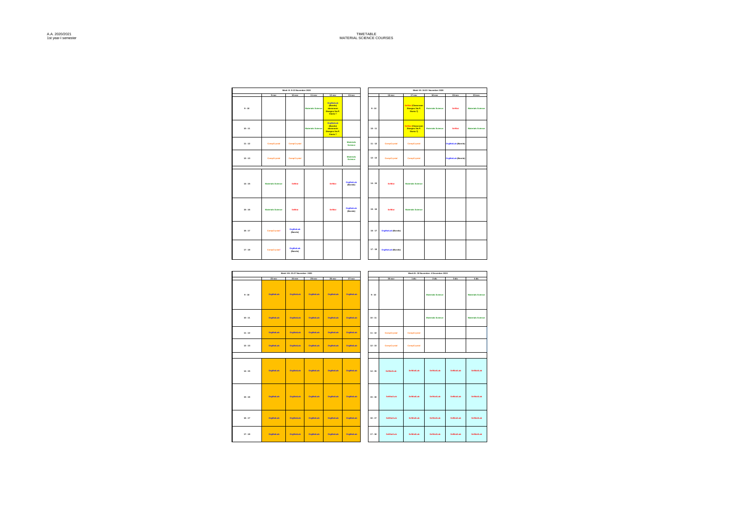A.A. 2020/2021
1st year-I semester

# TIMETABLE
## MATERIAL SCIENCE COURSES

| Week VI: 9-13 November 2020 | | | | | |
|---|---|---|---|---|---|
| | 9-nov | 10-nov | 11-nov | 12-nov | 13-nov |
| 9 - 10 | | | Materials Science | OrgMatLab (Barolo) classroom Disegno Via P. Giuria 7 | |
| 10 - 11 | | | Materials Science | OrgMatLab (Barolo) classroom Disegno Via P. Giuria 7 | |
| 11 - 12 | CompCrystal | CompCrystal | | | Materials Science |
| 12 - 13 | CompCrystal | CompCrystal | | | Materials Science |
| | | | | | |
| 14 - 15 | Materials Science | SelMat | | SelMat | OrgMatLab (Barolo) |
| 15 - 16 | Materials Science | SelMat | | SelMat | OrgMatLab (Barolo) |
| 16 - 17 | CompCrystal | OrgMatLab (Barolo) | | | |
| 17 - 18 | CompCrystal | OrgMatLab (Barolo) | | | |

| Week VII: 16-20 November 2020 | | | | | |
|---|---|---|---|---|---|
| | 16-nov | 17-nov | 18-nov | 19-nov | 20-nov |
| 9 - 10 | | SelMat (Classroom Disegno Via P. Giuria 7) | Materials Science | SelMat | Materials Science |
| 10 - 11 | | SelMat (Classroom Disegno Via P. Giuria 7) | Materials Science | SelMat | Materials Science |
| 11 - 12 | CompCrystal | CompCrystal | | OrgMatLab (Barolo) | |
| 12 - 13 | CompCrystal | CompCrystal | | OrgMatLab (Barolo) | |
| | | | | | |
| 14 - 15 | SelMat | Materials Science | | | |
| 15 - 16 | SelMat | Materials Science | | | |
| 16 - 17 | OrgMatLab (Barolo) | | | | |
| 17 - 18 | OrgMatLab (Barolo) | | | | |

| Week VIII: 23-27 November 2020 | | | | | |
|---|---|---|---|---|---|
| | 23-nov | 24-nov | 25-nov | 26-nov | 27-nov |
| 9 - 10 | OrgMatLab | OrgMatLab | OrgMatLab | OrgMatLab | OrgMatLab |
| 10 - 11 | OrgMatLab | OrgMatLab | OrgMatLab | OrgMatLab | OrgMatLab |
| 11 - 12 | OrgMatLab | OrgMatLab | OrgMatLab | OrgMatLab | OrgMatLab |
| 12 - 13 | OrgMatLab | OrgMatLab | OrgMatLab | OrgMatLab | OrgMatLab |
| | | | | | |
| 14 - 15 | OrgMatLab | OrgMatLab | OrgMatLab | OrgMatLab | OrgMatLab |
| 15 - 16 | OrgMatLab | OrgMatLab | OrgMatLab | OrgMatLab | OrgMatLab |
| 16 - 17 | OrgMatLab | OrgMatLab | OrgMatLab | OrgMatLab | OrgMatLab |
| 17 - 18 | OrgMatLab | OrgMatLab | OrgMatLab | OrgMatLab | OrgMatLab |

| Week IX: 30 November- 4 December 2020 | | | | | |
|---|---|---|---|---|---|
| | 30-nov | 1-dic | 2-dic | 3-dic | 4-dic |
| 9 - 10 | | | Materials Science | | Materials Science |
| 10 - 11 | | | Materials Science | | Materials Science |
| 11 - 12 | CompCrystal | CompCrystal | | | |
| 12 - 13 | CompCrystal | CompCrystal | | | |
| | | | | | |
| 14 - 15 | SelMatLab | SelMatLab | SelMatLab | SelMatLab | SelMatLab |
| 15 - 16 | SelMatLab | SelMatLab | SelMatLab | SelMatLab | SelMatLab |
| 16 - 17 | SelMatLab | SelMatLab | SelMatLab | SelMatLab | SelMatLab |
| 17 - 18 | SelMatLab | SelMatLab | SelMatLab | SelMatLab | SelMatLab |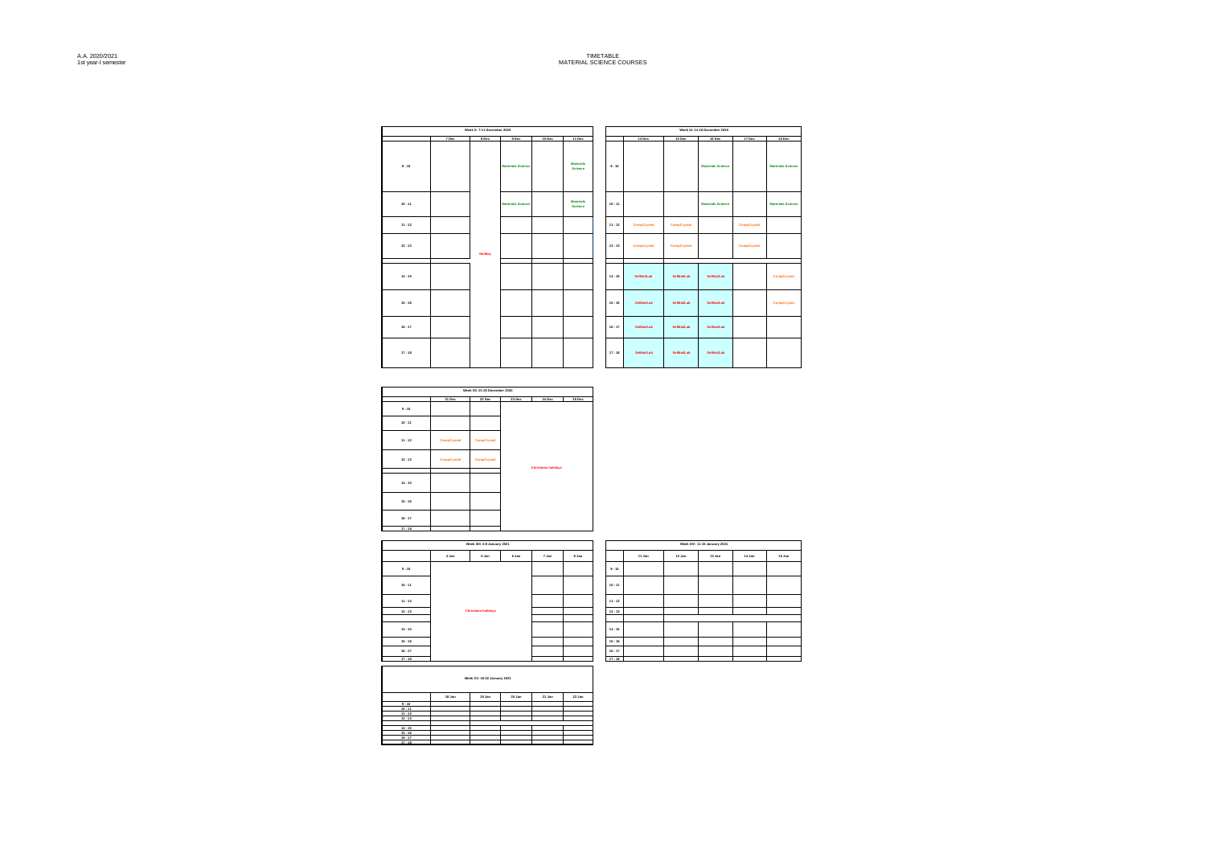A.A. 2020/2021
1st year-I semester

# TIMETABLE
# MATERIAL SCIENCE COURSES

| Week X: 7-11 December 2020 | | | | | |
|---|---|---|---|---|---|
| | 7 Dec | 8 Dec | 9 Dec | 10 Dec | 11 Dec |
| 9 - 10 | | | Materials Science | | Materials Science |
| 10 - 11 | | | Materials Science | | Materials Science |
| 11 - 12 | | | | | |
| 12 - 13 | | Holiday | | | |
| 14 - 15 | | | | | |
| 15 - 16 | | | | | |
| 16 - 17 | | | | | |
| 17 - 18 | | | | | |

| Week XI: 14-18 December 2020 | | | | | |
|---|---|---|---|---|---|
| | 14 Dec | 15 Dec | 16 Dec | 17 Dec | 18 Dec |
| 9 - 10 | | | Materials Science | | Materials Science |
| 10 - 11 | | | Materials Science | | Materials Science |
| 11 - 12 | CompCrystal | CompCrystal | | CompCrystal | |
| 12 - 13 | CompCrystal | CompCrystal | | CompCrystal | |
| 14 - 15 | SeMatLab | SeMatLab | SeMatLab | | CompCrystal |
| 15 - 16 | SeMatLab | SeMatLab | SeMatLab | | CompCrystal |
| 16 - 17 | SeMatLab | SeMatLab | SeMatLab | | |
| 17 - 18 | SeMatLab | SeMatLab | SeMatLab | | |

| Week XII: 21-25 December 2020 | | | | | |
|---|---|---|---|---|---|
| | 21 Dec | 22 Dec | 23 Dec | 24 Dec | 25 Dec |
| 9 - 10 | | | | | |
| 10 - 11 | | | | | |
| 11 - 12 | CompCrystal | CompCrystal | | | |
| 12 - 13 | CompCrystal | CompCrystal | | Christmas holidays | |
| 14 - 15 | | | | | |
| 15 - 16 | | | | | |
| 16 - 17 | | | | | |
| 17 - 18 | | | | | |

| Week XIII: 4-8 January 2021 | | | | | |
|---|---|---|---|---|---|
| | 4 Jan | 5 Jan | 6 Jan | 7 Jan | 8 Jan |
| 9 - 10 | | | | | |
| 10 - 11 | | | | | |
| 11 - 12 | | | | | |
| 12 - 13 | | Christmas holidays | | | |
| 14 - 15 | | | | | |
| 15 - 16 | | | | | |
| 16 - 17 | | | | | |
| 17 - 18 | | | | | |

| Week XIV: 11-15 January 2021 | | | | | |
|---|---|---|---|---|---|
| | 11 Jan | 12 Jan | 13 Jan | 14 Jan | 15 Jan |
| 9 - 10 | | | | | |
| 10 - 11 | | | | | |
| 11 - 12 | | | | | |
| 12 - 13 | | | | | |
| 14 - 15 | | | | | |
| 15 - 16 | | | | | |
| 16 - 17 | | | | | |
| 17 - 18 | | | | | |

| Week XV: 18-22 January 2021 | | | | | |
|---|---|---|---|---|---|
| | 18 Jan | 19 Jan | 20 Jan | 21 Jan | 22 Jan |
| 9 - 10 | | | | | |
| 10 - 11 | | | | | |
| 11 - 12 | | | | | |
| 12 - 13 | | | | | |
| 14 - 15 | | | | | |
| 15 - 16 | | | | | |
| 16 - 17 | | | | | |
| 17 - 18 | | | | | |